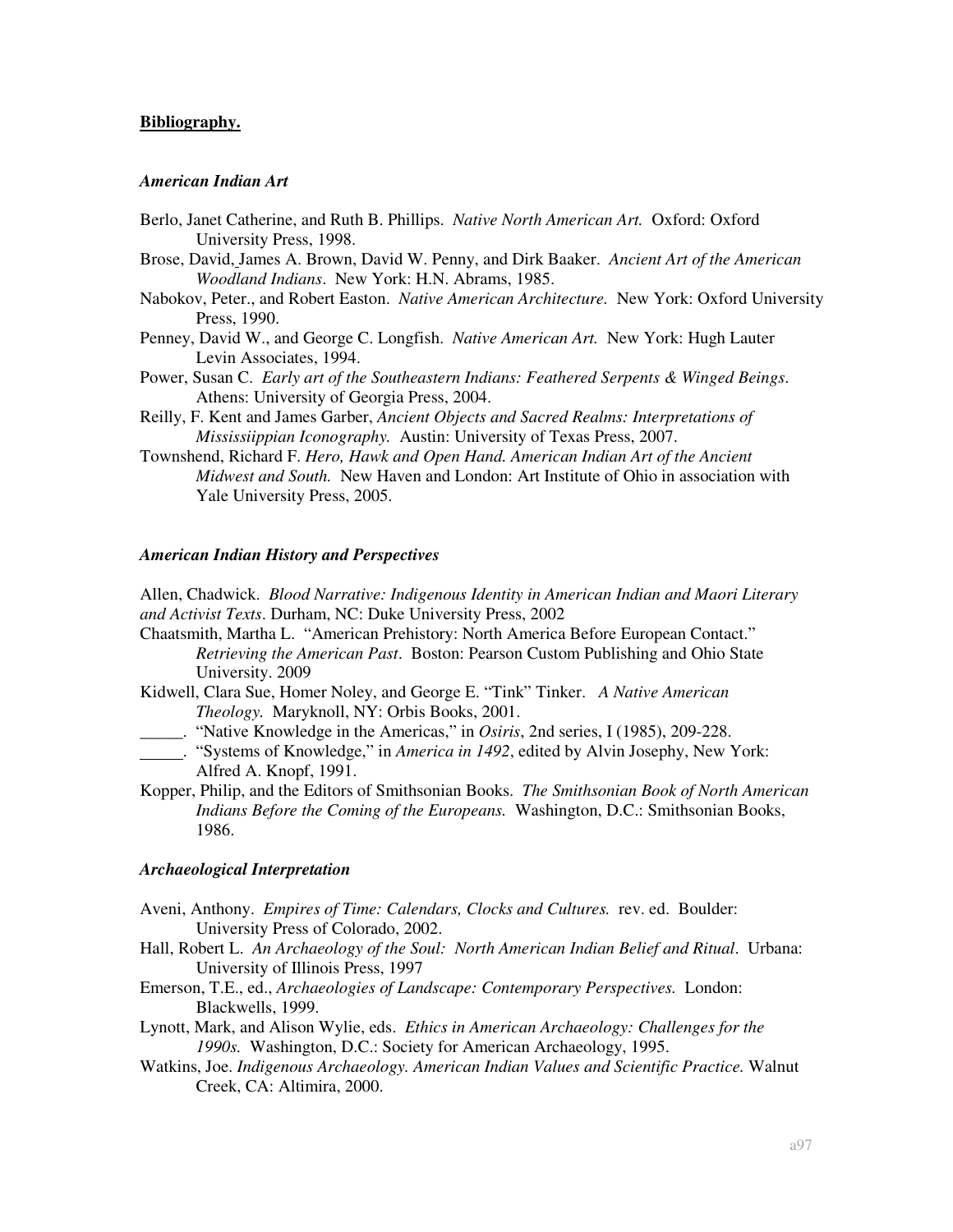**Bibliography.**

### *American Indian Art*

Berlo, Janet Catherine, and Ruth B. Phillips. *Native North American Art.* Oxford: Oxford University Press, 1998.

Brose, David, James A. Brown, David W. Penny, and Dirk Baaker. *Ancient Art of the American Woodland Indians*. New York: H.N. Abrams, 1985.

Nabokov, Peter., and Robert Easton. *Native American Architecture.* New York: Oxford University Press, 1990.

Penney, David W., and George C. Longfish. *Native American Art.* New York: Hugh Lauter Levin Associates, 1994.

Power, Susan C. *Early art of the Southeastern Indians: Feathered Serpents & Winged Beings*. Athens: University of Georgia Press, 2004.

Reilly, F. Kent and James Garber, *Ancient Objects and Sacred Realms: Interpretations of Mississiippian Iconography.* Austin: University of Texas Press, 2007.

Townshend, Richard F. *Hero, Hawk and Open Hand. American Indian Art of the Ancient Midwest and South.* New Haven and London: Art Institute of Ohio in association with Yale University Press, 2005.

### *American Indian History and Perspectives*

Allen, Chadwick. *Blood Narrative: Indigenous Identity in American Indian and Maori Literary and Activist Texts*. Durham, NC: Duke University Press, 2002

Chaatsmith, Martha L. "American Prehistory: North America Before European Contact." *Retrieving the American Past*. Boston: Pearson Custom Publishing and Ohio State University. 2009

Kidwell, Clara Sue, Homer Noley, and George E. "Tink" Tinker. *A Native American Theology.* Maryknoll, NY: Orbis Books, 2001.

_____. "Native Knowledge in the Americas," in *Osiris*, 2nd series, I (1985), 209-228.

_____. "Systems of Knowledge," in *America in 1492*, edited by Alvin Josephy, New York: Alfred A. Knopf, 1991.

Kopper, Philip, and the Editors of Smithsonian Books. *The Smithsonian Book of North American Indians Before the Coming of the Europeans.* Washington, D.C.: Smithsonian Books, 1986.

### *Archaeological Interpretation*

Aveni, Anthony. *Empires of Time: Calendars, Clocks and Cultures.* rev. ed. Boulder: University Press of Colorado, 2002.

Hall, Robert L. *An Archaeology of the Soul: North American Indian Belief and Ritual*. Urbana: University of Illinois Press, 1997

Emerson, T.E., ed., *Archaeologies of Landscape: Contemporary Perspectives.* London: Blackwells, 1999.

Lynott, Mark, and Alison Wylie, eds. *Ethics in American Archaeology: Challenges for the 1990s.* Washington, D.C.: Society for American Archaeology, 1995.

Watkins, Joe. *Indigenous Archaeology. American Indian Values and Scientific Practice.* Walnut Creek, CA: Altimira, 2000.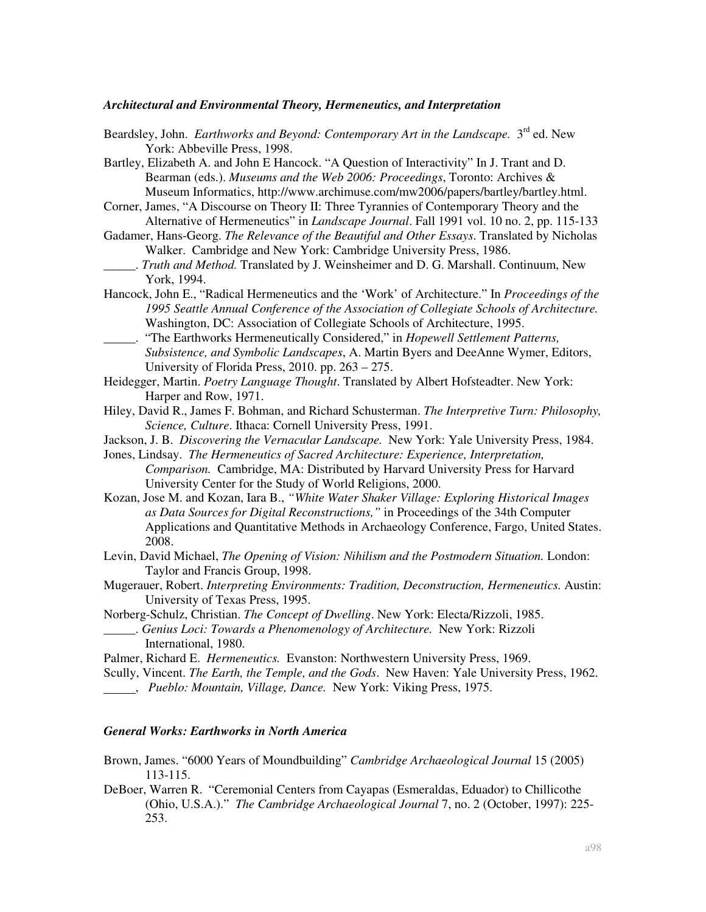### *Architectural and Environmental Theory, Hermeneutics, and Interpretation*

Beardsley, John. *Earthworks and Beyond: Contemporary Art in the Landscape.* 3rd ed. New York: Abbeville Press, 1998.

Bartley, Elizabeth A. and John E Hancock. "A Question of Interactivity" In J. Trant and D. Bearman (eds.). *Museums and the Web 2006: Proceedings*, Toronto: Archives & Museum Informatics, http://www.archimuse.com/mw2006/papers/bartley/bartley.html.

Corner, James, "A Discourse on Theory II: Three Tyrannies of Contemporary Theory and the Alternative of Hermeneutics" in *Landscape Journal*. Fall 1991 vol. 10 no. 2, pp. 115-133

Gadamer, Hans-Georg. *The Relevance of the Beautiful and Other Essays*. Translated by Nicholas Walker. Cambridge and New York: Cambridge University Press, 1986.

_____. *Truth and Method.* Translated by J. Weinsheimer and D. G. Marshall. Continuum, New York, 1994.

Hancock, John E., "Radical Hermeneutics and the 'Work' of Architecture." In *Proceedings of the 1995 Seattle Annual Conference of the Association of Collegiate Schools of Architecture.* Washington, DC: Association of Collegiate Schools of Architecture, 1995.

_____. "The Earthworks Hermeneutically Considered," in *Hopewell Settlement Patterns, Subsistence, and Symbolic Landscapes*, A. Martin Byers and DeeAnne Wymer, Editors, University of Florida Press, 2010. pp. 263 – 275.

Heidegger, Martin. *Poetry Language Thought*. Translated by Albert Hofsteadter. New York: Harper and Row, 1971.

Hiley, David R., James F. Bohman, and Richard Schusterman. *The Interpretive Turn: Philosophy, Science, Culture*. Ithaca: Cornell University Press, 1991.

Jackson, J. B. *Discovering the Vernacular Landscape.* New York: Yale University Press, 1984.

Jones, Lindsay. *The Hermeneutics of Sacred Architecture: Experience, Interpretation, Comparison.* Cambridge, MA: Distributed by Harvard University Press for Harvard University Center for the Study of World Religions, 2000.

Kozan, Jose M. and Kozan, Iara B., *"White Water Shaker Village: Exploring Historical Images as Data Sources for Digital Reconstructions,"* in Proceedings of the 34th Computer Applications and Quantitative Methods in Archaeology Conference, Fargo, United States. 2008.

Levin, David Michael, *The Opening of Vision: Nihilism and the Postmodern Situation.* London: Taylor and Francis Group, 1998.

Mugerauer, Robert. *Interpreting Environments: Tradition, Deconstruction, Hermeneutics.* Austin: University of Texas Press, 1995.

Norberg-Schulz, Christian. *The Concept of Dwelling*. New York: Electa/Rizzoli, 1985.

_____. *Genius Loci: Towards a Phenomenology of Architecture.* New York: Rizzoli International, 1980.

Palmer, Richard E. *Hermeneutics.* Evanston: Northwestern University Press, 1969.

Scully, Vincent. *The Earth, the Temple, and the Gods*. New Haven: Yale University Press, 1962.

_____, *Pueblo: Mountain, Village, Dance.* New York: Viking Press, 1975.

### *General Works: Earthworks in North America*

Brown, James. "6000 Years of Moundbuilding" *Cambridge Archaeological Journal* 15 (2005) 113-115.

DeBoer, Warren R. "Ceremonial Centers from Cayapas (Esmeraldas, Eduador) to Chillicothe (Ohio, U.S.A.)." *The Cambridge Archaeological Journal* 7, no. 2 (October, 1997): 225-253.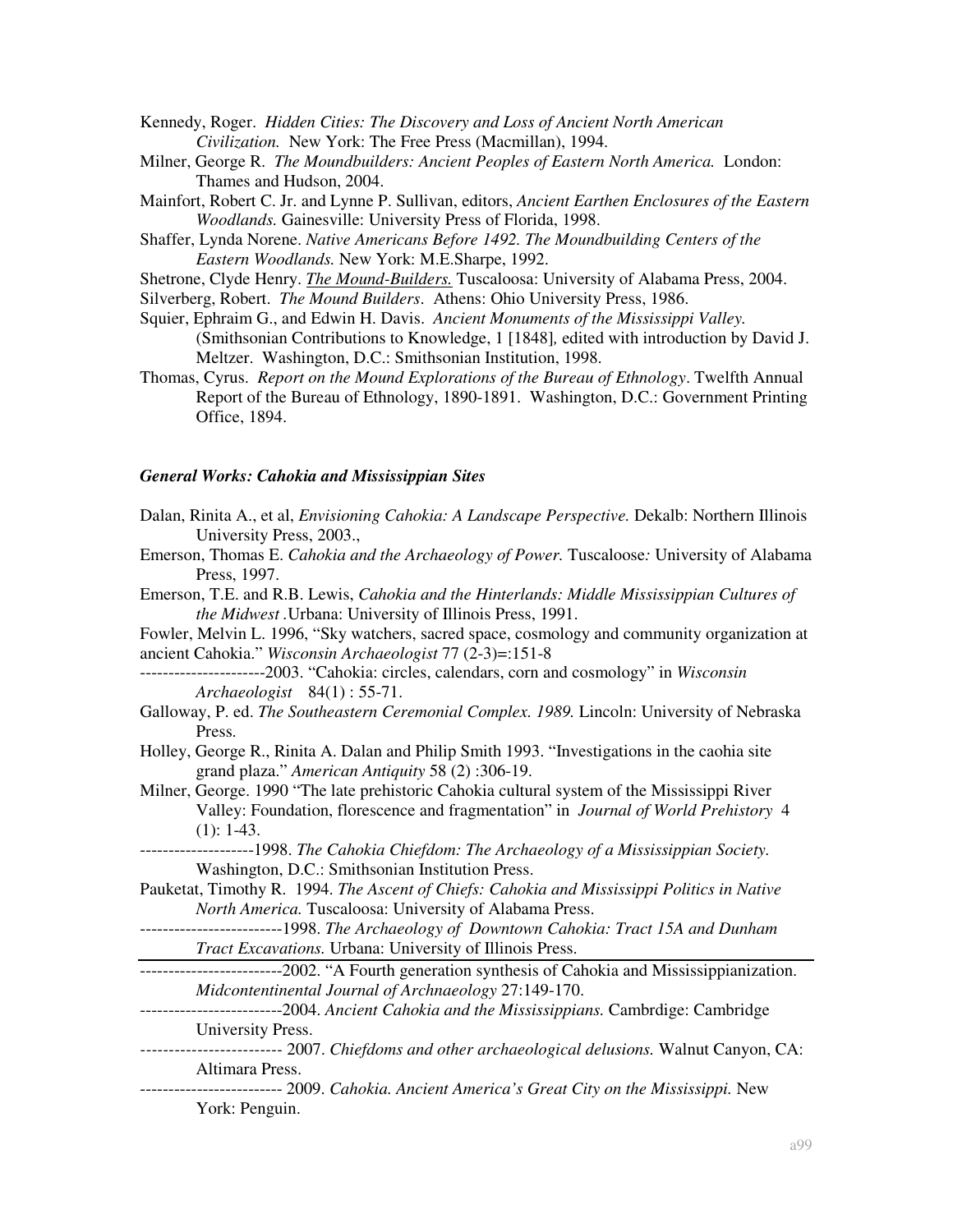Kennedy, Roger. *Hidden Cities: The Discovery and Loss of Ancient North American Civilization.* New York: The Free Press (Macmillan), 1994.

Milner, George R. *The Moundbuilders: Ancient Peoples of Eastern North America.* London: Thames and Hudson, 2004.

Mainfort, Robert C. Jr. and Lynne P. Sullivan, editors, *Ancient Earthen Enclosures of the Eastern Woodlands.* Gainesville: University Press of Florida, 1998.

Shaffer, Lynda Norene. *Native Americans Before 1492. The Moundbuilding Centers of the Eastern Woodlands.* New York: M.E.Sharpe, 1992.

Shetrone, Clyde Henry. *The Mound-Builders.* Tuscaloosa: University of Alabama Press, 2004.

Silverberg, Robert. *The Mound Builders*. Athens: Ohio University Press, 1986.

Squier, Ephraim G., and Edwin H. Davis. *Ancient Monuments of the Mississippi Valley.* (Smithsonian Contributions to Knowledge, 1 [1848], edited with introduction by David J. Meltzer. Washington, D.C.: Smithsonian Institution, 1998.

Thomas, Cyrus. *Report on the Mound Explorations of the Bureau of Ethnology*. Twelfth Annual Report of the Bureau of Ethnology, 1890-1891. Washington, D.C.: Government Printing Office, 1894.

### *General Works: Cahokia and Mississippian Sites*

Dalan, Rinita A., et al, *Envisioning Cahokia: A Landscape Perspective.* Dekalb: Northern Illinois University Press, 2003.,

Emerson, Thomas E. *Cahokia and the Archaeology of Power.* Tuscaloose*:* University of Alabama Press, 1997.

Emerson, T.E. and R.B. Lewis, *Cahokia and the Hinterlands: Middle Mississippian Cultures of the Midwest* .Urbana: University of Illinois Press, 1991.

Fowler, Melvin L. 1996, "Sky watchers, sacred space, cosmology and community organization at ancient Cahokia." *Wisconsin Archaeologist* 77 (2-3)=:151-8

---------------------2003. "Cahokia: circles, calendars, corn and cosmology" in *Wisconsin Archaeologist* 84(1) : 55-71.

Galloway, P. ed. *The Southeastern Ceremonial Complex. 1989.* Lincoln: University of Nebraska Press.

Holley, George R., Rinita A. Dalan and Philip Smith 1993. "Investigations in the caohia site grand plaza." *American Antiquity* 58 (2) :306-19.

Milner, George. 1990 "The late prehistoric Cahokia cultural system of the Mississippi River Valley: Foundation, florescence and fragmentation" in *Journal of World Prehistory* 4 (1): 1-43.

-------------------1998. *The Cahokia Chiefdom: The Archaeology of a Mississippian Society.* Washington, D.C.: Smithsonian Institution Press.

Pauketat, Timothy R. 1994. *The Ascent of Chiefs: Cahokia and Mississippi Politics in Native North America.* Tuscaloosa: University of Alabama Press.

------------------------1998. *The Archaeology of Downtown Cahokia: Tract 15A and Dunham Tract Excavations.* Urbana: University of Illinois Press.

------------------------2002. "A Fourth generation synthesis of Cahokia and Mississippianization. *Midcontentinental Journal of Archnaeology* 27:149-170.

------------------------2004. *Ancient Cahokia and the Mississippians.* Cambrdige: Cambridge University Press.

------------------------ 2007. *Chiefdoms and other archaeological delusions.* Walnut Canyon, CA: Altimara Press.

------------------------ 2009. *Cahokia. Ancient America's Great City on the Mississippi.* New York: Penguin.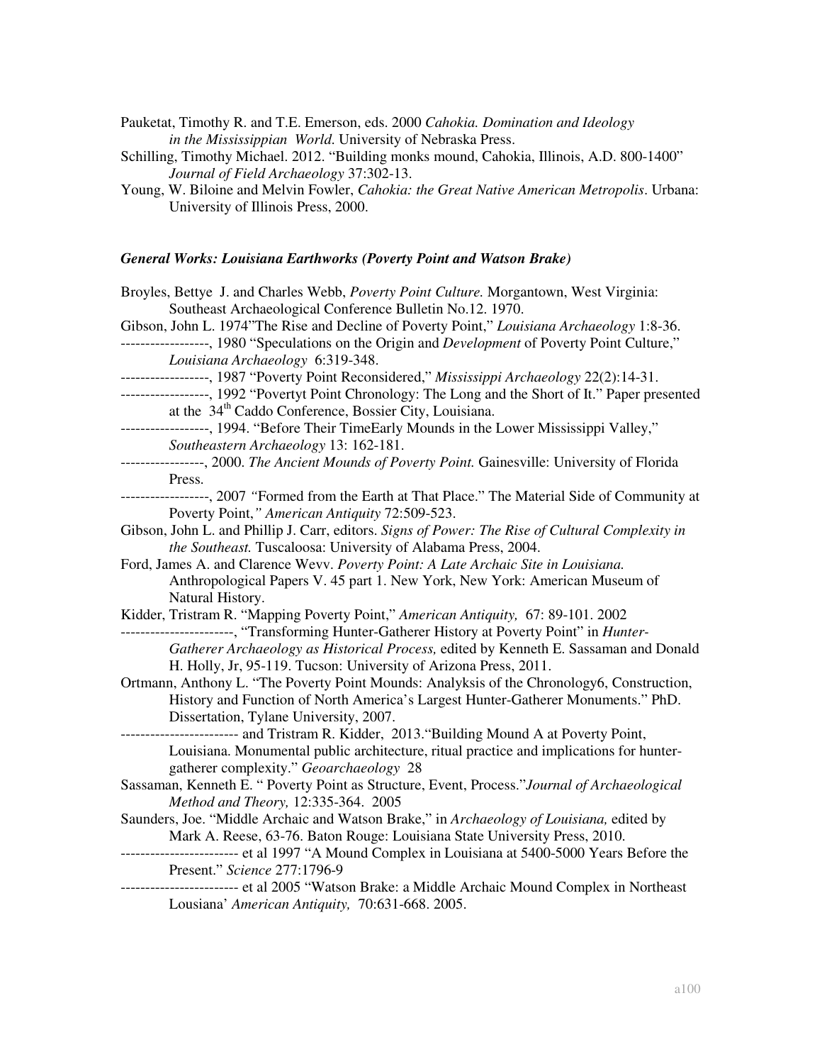Pauketat, Timothy R. and T.E. Emerson, eds. 2000 *Cahokia. Domination and Ideology in the Mississippian World*. University of Nebraska Press.

Schilling, Timothy Michael. 2012. "Building monks mound, Cahokia, Illinois, A.D. 800-1400" *Journal of Field Archaeology* 37:302-13.

Young, W. Biloine and Melvin Fowler, *Cahokia: the Great Native American Metropolis*. Urbana: University of Illinois Press, 2000.

### *General Works: Louisiana Earthworks (Poverty Point and Watson Brake)*

Broyles, Bettye J. and Charles Webb, *Poverty Point Culture.* Morgantown, West Virginia: Southeast Archaeological Conference Bulletin No.12. 1970.

Gibson, John L. 1974"The Rise and Decline of Poverty Point," *Louisiana Archaeology* 1:8-36.

------------------, 1980 "Speculations on the Origin and *Development* of Poverty Point Culture," *Louisiana Archaeology* 6:319-348.

------------------, 1987 "Poverty Point Reconsidered," *Mississippi Archaeology* 22(2):14-31.

------------------, 1992 "Povertyt Point Chronology: The Long and the Short of It." Paper presented at the 34th Caddo Conference, Bossier City, Louisiana.

------------------, 1994. "Before Their TimeEarly Mounds in the Lower Mississippi Valley," *Southeastern Archaeology* 13: 162-181.

-----------------, 2000. *The Ancient Mounds of Poverty Point.* Gainesville: University of Florida Press.

------------------, 2007 *"*Formed from the Earth at That Place." The Material Side of Community at Poverty Point,*" American Antiquity* 72:509-523.

Gibson, John L. and Phillip J. Carr, editors. *Signs of Power: The Rise of Cultural Complexity in the Southeast.* Tuscaloosa: University of Alabama Press, 2004.

Ford, James A. and Clarence Wevv. *Poverty Point: A Late Archaic Site in Louisiana.* Anthropological Papers V. 45 part 1. New York, New York: American Museum of Natural History.

Kidder, Tristram R. "Mapping Poverty Point," *American Antiquity,* 67: 89-101. 2002

-----------------------, "Transforming Hunter-Gatherer History at Poverty Point" in *Hunter-Gatherer Archaeology as Historical Process,* edited by Kenneth E. Sassaman and Donald H. Holly, Jr, 95-119. Tucson: University of Arizona Press, 2011.

Ortmann, Anthony L. "The Poverty Point Mounds: Analyksis of the Chronology6, Construction, History and Function of North America's Largest Hunter-Gatherer Monuments." PhD. Dissertation, Tylane University, 2007.

------------------------ and Tristram R. Kidder, 2013."Building Mound A at Poverty Point, Louisiana. Monumental public architecture, ritual practice and implications for hunter-gatherer complexity." *Geoarchaeology* 28

Sassaman, Kenneth E. " Poverty Point as Structure, Event, Process."*Journal of Archaeological Method and Theory,* 12:335-364. 2005

Saunders, Joe. "Middle Archaic and Watson Brake," in *Archaeology of Louisiana,* edited by Mark A. Reese, 63-76. Baton Rouge: Louisiana State University Press, 2010.

------------------------ et al 1997 "A Mound Complex in Louisiana at 5400-5000 Years Before the Present." *Science* 277:1796-9

------------------------ et al 2005 "Watson Brake: a Middle Archaic Mound Complex in Northeast Lousiana' *American Antiquity,* 70:631-668. 2005.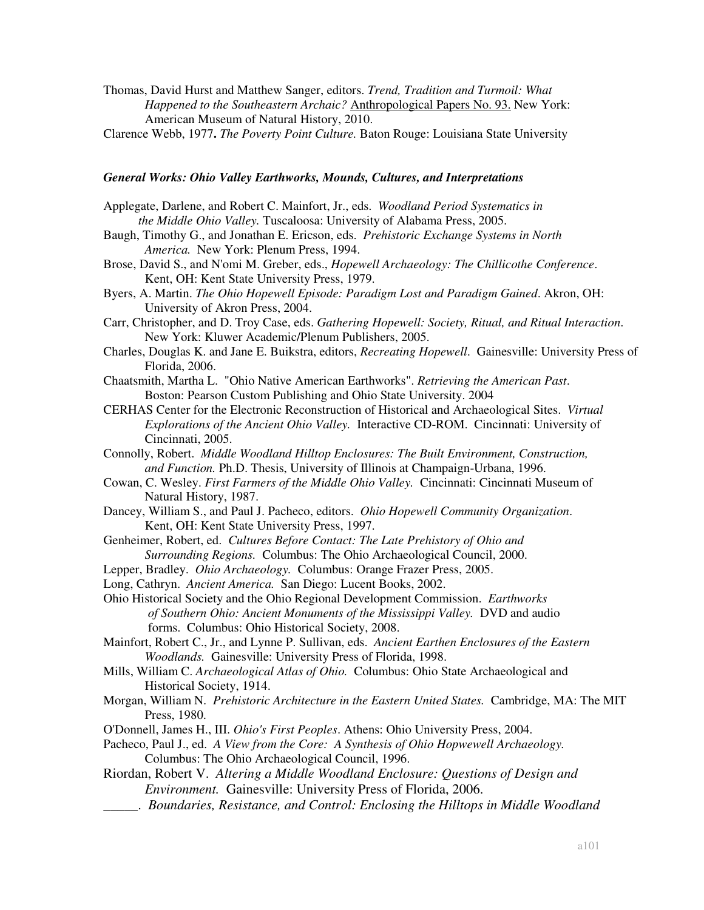Thomas, David Hurst and Matthew Sanger, editors. *Trend, Tradition and Turmoil: What Happened to the Southeastern Archaic?* Anthropological Papers No. 93. New York: American Museum of Natural History, 2010.

Clarence Webb, 1977**.** *The Poverty Point Culture.* Baton Rouge: Louisiana State University

### *General Works: Ohio Valley Earthworks, Mounds, Cultures, and Interpretations*

Applegate, Darlene, and Robert C. Mainfort, Jr., eds. *Woodland Period Systematics in the Middle Ohio Valley.* Tuscaloosa: University of Alabama Press, 2005.

Baugh, Timothy G., and Jonathan E. Ericson, eds. *Prehistoric Exchange Systems in North America.* New York: Plenum Press, 1994.

Brose, David S., and N'omi M. Greber, eds., *Hopewell Archaeology: The Chillicothe Conference*. Kent, OH: Kent State University Press, 1979.

Byers, A. Martin. *The Ohio Hopewell Episode: Paradigm Lost and Paradigm Gained*. Akron, OH: University of Akron Press, 2004.

Carr, Christopher, and D. Troy Case, eds. *Gathering Hopewell: Society, Ritual, and Ritual Interaction*. New York: Kluwer Academic/Plenum Publishers, 2005.

Charles, Douglas K. and Jane E. Buikstra, editors, *Recreating Hopewell*. Gainesville: University Press of Florida, 2006.

Chaatsmith, Martha L. "Ohio Native American Earthworks". *Retrieving the American Past*. Boston: Pearson Custom Publishing and Ohio State University. 2004

CERHAS Center for the Electronic Reconstruction of Historical and Archaeological Sites. *Virtual Explorations of the Ancient Ohio Valley.* Interactive CD-ROM. Cincinnati: University of Cincinnati, 2005.

Connolly, Robert. *Middle Woodland Hilltop Enclosures: The Built Environment, Construction, and Function.* Ph.D. Thesis, University of Illinois at Champaign-Urbana, 1996.

Cowan, C. Wesley. *First Farmers of the Middle Ohio Valley.* Cincinnati: Cincinnati Museum of Natural History, 1987.

Dancey, William S., and Paul J. Pacheco, editors. *Ohio Hopewell Community Organization*. Kent, OH: Kent State University Press, 1997.

Genheimer, Robert, ed. *Cultures Before Contact: The Late Prehistory of Ohio and Surrounding Regions.* Columbus: The Ohio Archaeological Council, 2000.

Lepper, Bradley. *Ohio Archaeology.* Columbus: Orange Frazer Press, 2005.

Long, Cathryn. *Ancient America.* San Diego: Lucent Books, 2002.

Ohio Historical Society and the Ohio Regional Development Commission. *Earthworks of Southern Ohio: Ancient Monuments of the Mississippi Valley.* DVD and audio forms. Columbus: Ohio Historical Society, 2008.

Mainfort, Robert C., Jr., and Lynne P. Sullivan, eds. *Ancient Earthen Enclosures of the Eastern Woodlands.* Gainesville: University Press of Florida, 1998.

Mills, William C. *Archaeological Atlas of Ohio.* Columbus: Ohio State Archaeological and Historical Society, 1914.

Morgan, William N. *Prehistoric Architecture in the Eastern United States.* Cambridge, MA: The MIT Press, 1980.

O'Donnell, James H., III. *Ohio's First Peoples*. Athens: Ohio University Press, 2004.

Pacheco, Paul J., ed. *A View from the Core: A Synthesis of Ohio Hopwewell Archaeology.* Columbus: The Ohio Archaeological Council, 1996.

Riordan, Robert V. *Altering a Middle Woodland Enclosure: Questions of Design and Environment.* Gainesville: University Press of Florida, 2006.

_____. *Boundaries, Resistance, and Control: Enclosing the Hilltops in Middle Woodland*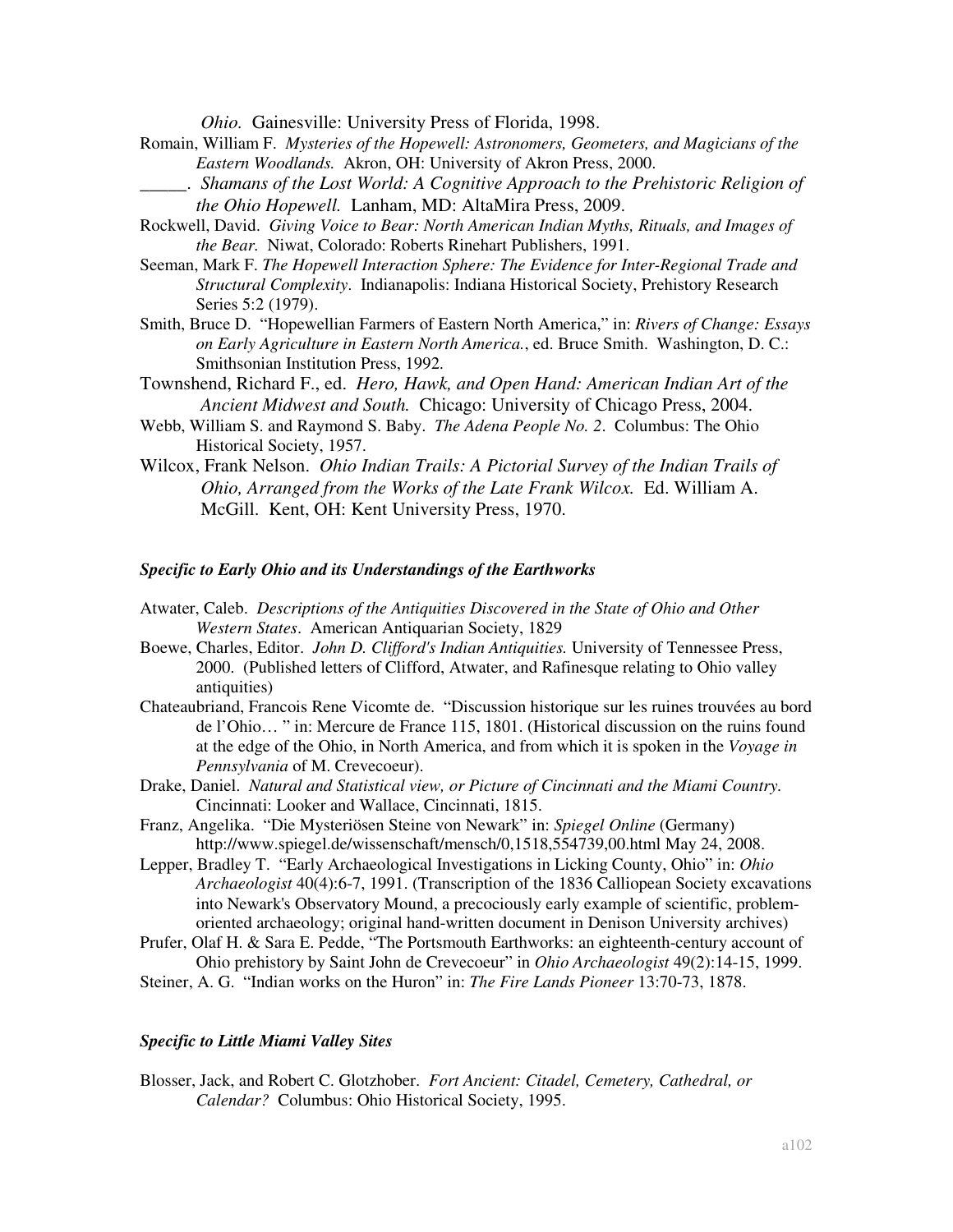*Ohio.* Gainesville: University Press of Florida, 1998.

Romain, William F. *Mysteries of the Hopewell: Astronomers, Geometers, and Magicians of the Eastern Woodlands.* Akron, OH: University of Akron Press, 2000.

_____. *Shamans of the Lost World: A Cognitive Approach to the Prehistoric Religion of the Ohio Hopewell.* Lanham, MD: AltaMira Press, 2009.

Rockwell, David. *Giving Voice to Bear: North American Indian Myths, Rituals, and Images of the Bear.* Niwat, Colorado: Roberts Rinehart Publishers, 1991.

Seeman, Mark F. *The Hopewell Interaction Sphere: The Evidence for Inter-Regional Trade and Structural Complexity*. Indianapolis: Indiana Historical Society, Prehistory Research Series 5:2 (1979).

Smith, Bruce D. "Hopewellian Farmers of Eastern North America," in: *Rivers of Change: Essays on Early Agriculture in Eastern North America.*, ed. Bruce Smith. Washington, D. C.: Smithsonian Institution Press, 1992.

Townshend, Richard F., ed. *Hero, Hawk, and Open Hand: American Indian Art of the Ancient Midwest and South.* Chicago: University of Chicago Press, 2004.

Webb, William S. and Raymond S. Baby. *The Adena People No. 2*. Columbus: The Ohio Historical Society, 1957.

Wilcox, Frank Nelson. *Ohio Indian Trails: A Pictorial Survey of the Indian Trails of Ohio, Arranged from the Works of the Late Frank Wilcox.* Ed. William A. McGill. Kent, OH: Kent University Press, 1970.

### *Specific to Early Ohio and its Understandings of the Earthworks*

Atwater, Caleb. *Descriptions of the Antiquities Discovered in the State of Ohio and Other Western States*. American Antiquarian Society, 1829

Boewe, Charles, Editor. *John D. Clifford's Indian Antiquities.* University of Tennessee Press, 2000. (Published letters of Clifford, Atwater, and Rafinesque relating to Ohio valley antiquities)

Chateaubriand, Francois Rene Vicomte de. "Discussion historique sur les ruines trouvées au bord de l'Ohio… " in: Mercure de France 115, 1801. (Historical discussion on the ruins found at the edge of the Ohio, in North America, and from which it is spoken in the *Voyage in Pennsylvania* of M. Crevecoeur).

Drake, Daniel. *Natural and Statistical view, or Picture of Cincinnati and the Miami Country.* Cincinnati: Looker and Wallace, Cincinnati, 1815.

Franz, Angelika. "Die Mysteriösen Steine von Newark" in: *Spiegel Online* (Germany) http://www.spiegel.de/wissenschaft/mensch/0,1518,554739,00.html May 24, 2008.

Lepper, Bradley T. "Early Archaeological Investigations in Licking County, Ohio" in: *Ohio Archaeologist* 40(4):6-7, 1991. (Transcription of the 1836 Calliopean Society excavations into Newark's Observatory Mound, a precociously early example of scientific, problem-oriented archaeology; original hand-written document in Denison University archives)

Prufer, Olaf H. & Sara E. Pedde, "The Portsmouth Earthworks: an eighteenth-century account of Ohio prehistory by Saint John de Crevecoeur" in *Ohio Archaeologist* 49(2):14-15, 1999.

Steiner, A. G. "Indian works on the Huron" in: *The Fire Lands Pioneer* 13:70-73, 1878.

### *Specific to Little Miami Valley Sites*

Blosser, Jack, and Robert C. Glotzhober. *Fort Ancient: Citadel, Cemetery, Cathedral, or Calendar?* Columbus: Ohio Historical Society, 1995.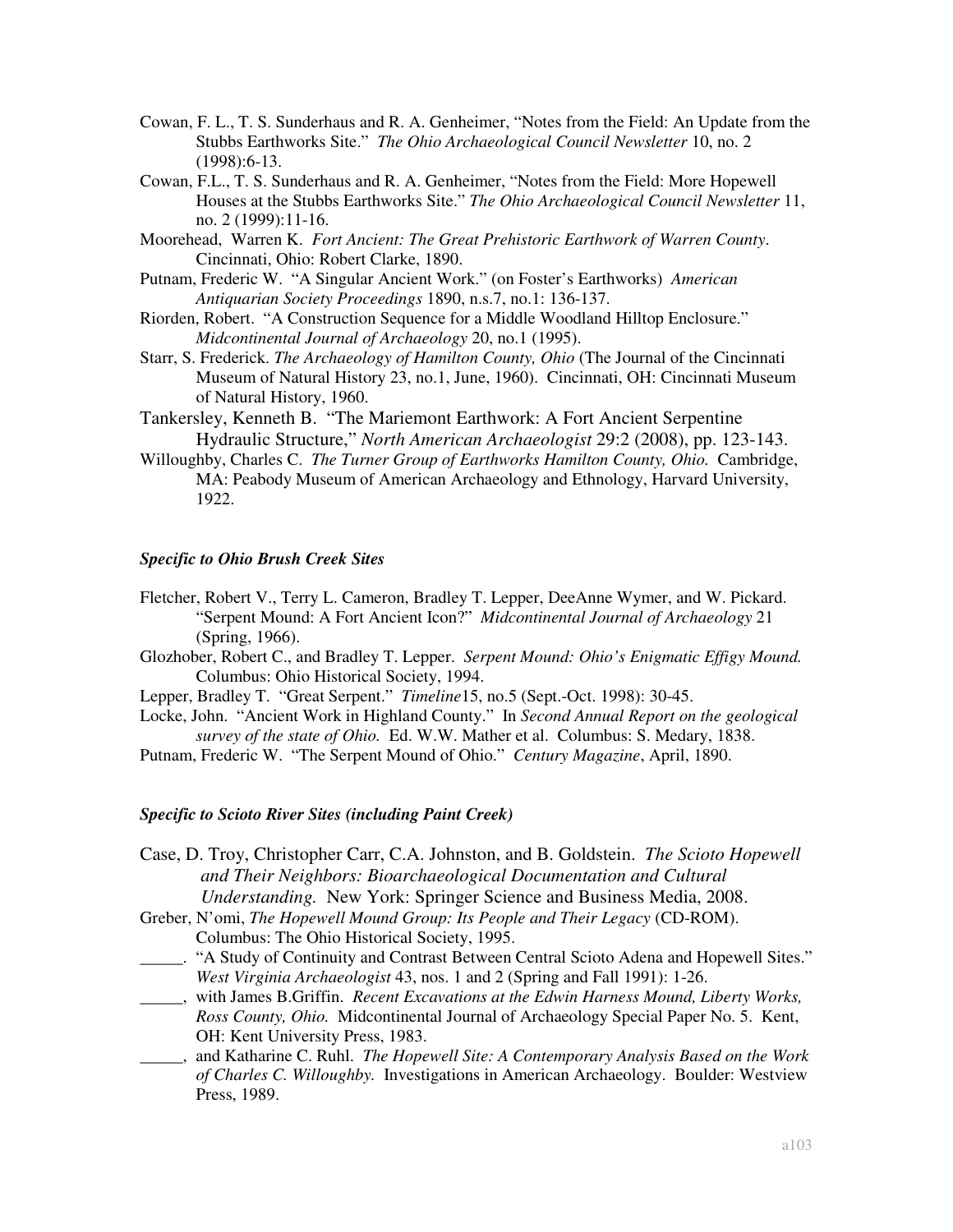Cowan, F. L., T. S. Sunderhaus and R. A. Genheimer, "Notes from the Field: An Update from the Stubbs Earthworks Site." *The Ohio Archaeological Council Newsletter* 10, no. 2 (1998):6-13.

Cowan, F.L., T. S. Sunderhaus and R. A. Genheimer, "Notes from the Field: More Hopewell Houses at the Stubbs Earthworks Site." *The Ohio Archaeological Council Newsletter* 11, no. 2 (1999):11-16.

Moorehead, Warren K. *Fort Ancient: The Great Prehistoric Earthwork of Warren County*. Cincinnati, Ohio: Robert Clarke, 1890.

Putnam, Frederic W. "A Singular Ancient Work." (on Foster's Earthworks) *American Antiquarian Society Proceedings* 1890, n.s.7, no.1: 136-137.

Riorden, Robert. "A Construction Sequence for a Middle Woodland Hilltop Enclosure." *Midcontinental Journal of Archaeology* 20, no.1 (1995).

Starr, S. Frederick. *The Archaeology of Hamilton County, Ohio* (The Journal of the Cincinnati Museum of Natural History 23, no.1, June, 1960). Cincinnati, OH: Cincinnati Museum of Natural History, 1960.

Tankersley, Kenneth B. "The Mariemont Earthwork: A Fort Ancient Serpentine Hydraulic Structure," *North American Archaeologist* 29:2 (2008), pp. 123-143.

Willoughby, Charles C. *The Turner Group of Earthworks Hamilton County, Ohio.* Cambridge, MA: Peabody Museum of American Archaeology and Ethnology, Harvard University, 1922.

### *Specific to Ohio Brush Creek Sites*

Fletcher, Robert V., Terry L. Cameron, Bradley T. Lepper, DeeAnne Wymer, and W. Pickard. "Serpent Mound: A Fort Ancient Icon?" *Midcontinental Journal of Archaeology* 21 (Spring, 1966).

Glozhober, Robert C., and Bradley T. Lepper. *Serpent Mound: Ohio's Enigmatic Effigy Mound.* Columbus: Ohio Historical Society, 1994.

Lepper, Bradley T. "Great Serpent." *Timeline*15, no.5 (Sept.-Oct. 1998): 30-45.

Locke, John. "Ancient Work in Highland County." In *Second Annual Report on the geological survey of the state of Ohio.* Ed. W.W. Mather et al. Columbus: S. Medary, 1838.

Putnam, Frederic W. "The Serpent Mound of Ohio." *Century Magazine*, April, 1890.

### *Specific to Scioto River Sites (including Paint Creek)*

Case, D. Troy, Christopher Carr, C.A. Johnston, and B. Goldstein. *The Scioto Hopewell and Their Neighbors: Bioarchaeological Documentation and Cultural Understanding.* New York: Springer Science and Business Media, 2008.

Greber, N'omi, *The Hopewell Mound Group: Its People and Their Legacy* (CD-ROM). Columbus: The Ohio Historical Society, 1995.

_____. "A Study of Continuity and Contrast Between Central Scioto Adena and Hopewell Sites." *West Virginia Archaeologist* 43, nos. 1 and 2 (Spring and Fall 1991): 1-26.

_____, with James B.Griffin. *Recent Excavations at the Edwin Harness Mound, Liberty Works, Ross County, Ohio.* Midcontinental Journal of Archaeology Special Paper No. 5. Kent, OH: Kent University Press, 1983.

_____, and Katharine C. Ruhl. *The Hopewell Site: A Contemporary Analysis Based on the Work of Charles C. Willoughby.* Investigations in American Archaeology. Boulder: Westview Press, 1989.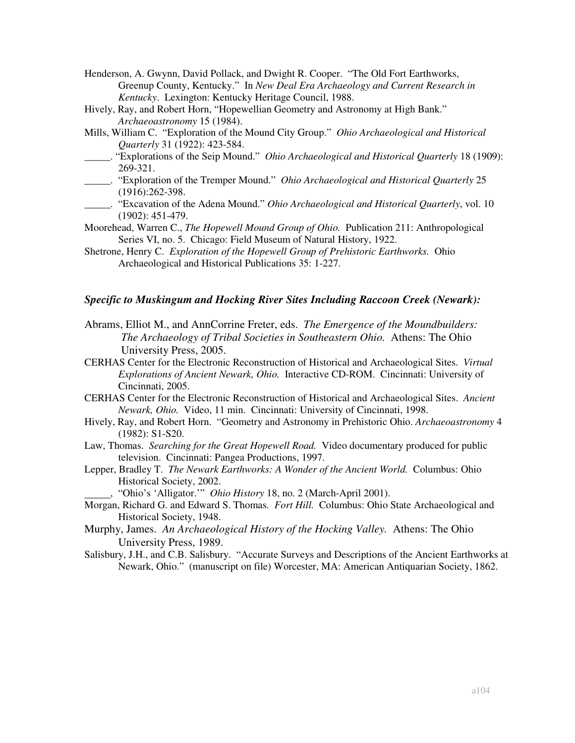Henderson, A. Gwynn, David Pollack, and Dwight R. Cooper. "The Old Fort Earthworks, Greenup County, Kentucky." In *New Deal Era Archaeology and Current Research in Kentucky*. Lexington: Kentucky Heritage Council, 1988.

Hively, Ray, and Robert Horn, "Hopewellian Geometry and Astronomy at High Bank." *Archaeoastronomy* 15 (1984).

Mills, William C. "Exploration of the Mound City Group." *Ohio Archaeological and Historical Quarterly* 31 (1922): 423-584.

_____. "Explorations of the Seip Mound." *Ohio Archaeological and Historical Quarterly* 18 (1909): 269-321.

_____. "Exploration of the Tremper Mound." *Ohio Archaeological and Historical Quarterly* 25 (1916):262-398.

_____. "Excavation of the Adena Mound." *Ohio Archaeological and Historical Quarterly*, vol. 10 (1902): 451-479.

Moorehead, Warren C., *The Hopewell Mound Group of Ohio.* Publication 211: Anthropological Series VI, no. 5. Chicago: Field Museum of Natural History, 1922.

Shetrone, Henry C. *Exploration of the Hopewell Group of Prehistoric Earthworks.* Ohio Archaeological and Historical Publications 35: 1-227.

### *Specific to Muskingum and Hocking River Sites Including Raccoon Creek (Newark):*

Abrams, Elliot M., and AnnCorrine Freter, eds. *The Emergence of the Moundbuilders: The Archaeology of Tribal Societies in Southeastern Ohio.* Athens: The Ohio University Press, 2005.

CERHAS Center for the Electronic Reconstruction of Historical and Archaeological Sites. *Virtual Explorations of Ancient Newark, Ohio.* Interactive CD-ROM. Cincinnati: University of Cincinnati, 2005.

CERHAS Center for the Electronic Reconstruction of Historical and Archaeological Sites. *Ancient Newark, Ohio.* Video, 11 min. Cincinnati: University of Cincinnati, 1998.

Hively, Ray, and Robert Horn. "Geometry and Astronomy in Prehistoric Ohio. *Archaeoastronomy* 4 (1982): S1-S20.

Law, Thomas. *Searching for the Great Hopewell Road.* Video documentary produced for public television. Cincinnati: Pangea Productions, 1997.

Lepper, Bradley T. *The Newark Earthworks: A Wonder of the Ancient World.* Columbus: Ohio Historical Society, 2002.

_____, "Ohio's 'Alligator.'" *Ohio History* 18, no. 2 (March-April 2001).

Morgan, Richard G. and Edward S. Thomas. *Fort Hill.* Columbus: Ohio State Archaeological and Historical Society, 1948.

Murphy, James. *An Archaeological History of the Hocking Valley.* Athens: The Ohio University Press, 1989.

Salisbury, J.H., and C.B. Salisbury. "Accurate Surveys and Descriptions of the Ancient Earthworks at Newark, Ohio." (manuscript on file) Worcester, MA: American Antiquarian Society, 1862.